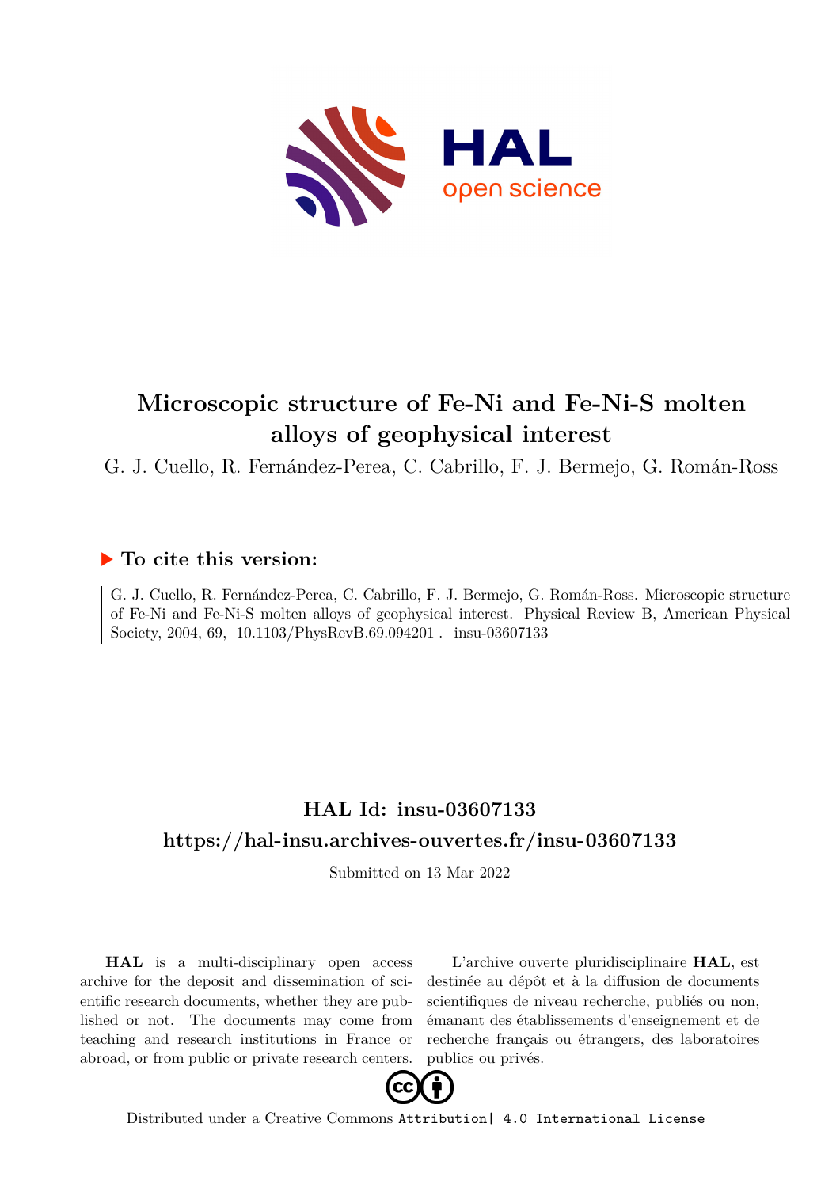# Microscopic structure of Fe-Ni and Fe-Ni-S molten alloys of geophysical interest

G. J. Cuello, R. Fernández-Perea, C. Cabrillo, F. J. Bermejo, G. Román-Ross

## To cite this version:

G. J. Cuello, R. Fernández-Perea, C. Cabrillo, F. J. Bermejo, G. Román-Ross. Microscopic structure of Fe-Ni and Fe-Ni-S molten alloys of geophysical interest. Physical Review B, American Physical Society, 2004, 69, 10.1103/PhysRevB.69.094201 . insu-03607133

## HAL Id: insu-03607133

## https://hal-insu.archives-ouvertes.fr/insu-03607133

Submitted on 13 Mar 2022

**HAL** is a multi-disciplinary open access archive for the deposit and dissemination of scientific research documents, whether they are published or not. The documents may come from teaching and research institutions in France or abroad, or from public or private research centers.

L'archive ouverte pluridisciplinaire **HAL**, est destinée au dépôt et à la diffusion de documents scientifiques de niveau recherche, publiés ou non, émanant des établissements d'enseignement et de recherche français ou étrangers, des laboratoires publics ou privés.

Distributed under a Creative Commons Attribution| 4.0 International License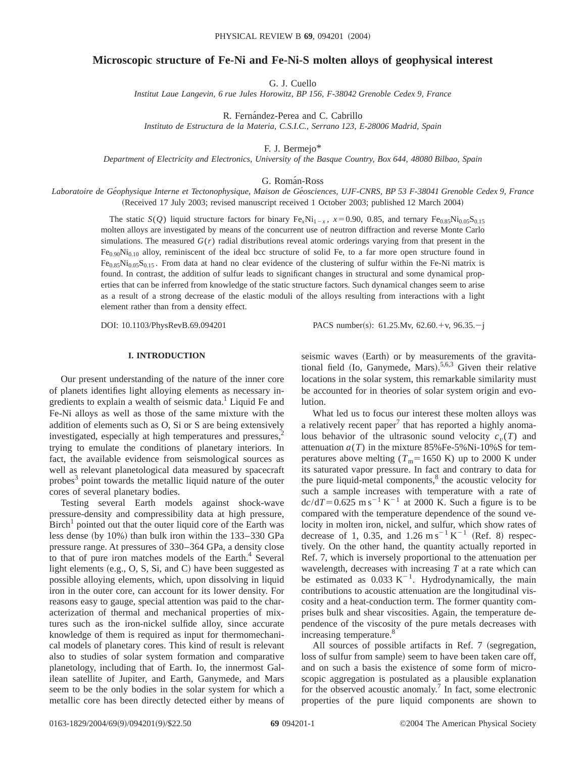# Microscopic structure of Fe-Ni and Fe-Ni-S molten alloys of geophysical interest

G. J. Cuello

*Institut Laue Langevin, 6 rue Jules Horowitz, BP 156, F-38042 Grenoble Cedex 9, France*

R. Fernández-Perea and C. Cabrillo

*Instituto de Estructura de la Materia, C.S.I.C., Serrano 123, E-28006 Madrid, Spain*

F. J. Bermejo*

*Department of Electricity and Electronics, University of the Basque Country, Box 644, 48080 Bilbao, Spain*

G. Román-Ross

*Laboratoire de Géophysique Interne et Tectonophysique, Maison de Géosciences, UJF-CNRS, BP 53 F-38041 Grenoble Cedex 9, France*

(Received 17 July 2003; revised manuscript received 1 October 2003; published 12 March 2004)

The static $S(Q)$ liquid structure factors for binary $Fe_xNi_{1-x}$, $x=0.90$, 0.85, and ternary $Fe_{0.85}Ni_{0.05}S_{0.15}$ molten alloys are investigated by means of the concurrent use of neutron diffraction and reverse Monte Carlo simulations. The measured $G(r)$ radial distributions reveal atomic orderings varying from that present in the $Fe_{0.90}Ni_{0.10}$ alloy, reminiscent of the ideal bcc structure of solid Fe, to a far more open structure found in $Fe_{0.85}Ni_{0.05}S_{0.15}$. From data at hand no clear evidence of the clustering of sulfur within the Fe-Ni matrix is found. In contrast, the addition of sulfur leads to significant changes in structural and some dynamical properties that can be inferred from knowledge of the static structure factors. Such dynamical changes seem to arise as a result of a strong decrease of the elastic moduli of the alloys resulting from interactions with a light element rather than from a density effect.

DOI: 10.1103/PhysRevB.69.094201 PACS number(s): 61.25.Mv, 62.60.+v, 96.35.−j

## I. INTRODUCTION

Our present understanding of the nature of the inner core of planets identifies light alloying elements as necessary ingredients to explain a wealth of seismic data.[1] Liquid Fe and Fe-Ni alloys as well as those of the same mixture with the addition of elements such as O, Si or S are being extensively investigated, especially at high temperatures and pressures,[2] trying to emulate the conditions of planetary interiors. In fact, the available evidence from seismological sources as well as relevant planetological data measured by spacecraft probes[3] point towards the metallic liquid nature of the outer cores of several planetary bodies.

Testing several Earth models against shock-wave pressure-density and compressibility data at high pressure, Birch[1] pointed out that the outer liquid core of the Earth was less dense (by 10%) than bulk iron within the 133–330 GPa pressure range. At pressures of 330–364 GPa, a density close to that of pure iron matches models of the Earth.[4] Several light elements (e.g., O, S, Si, and C) have been suggested as possible alloying elements, which, upon dissolving in liquid iron in the outer core, can account for its lower density. For reasons easy to gauge, special attention was paid to the characterization of thermal and mechanical properties of mixtures such as the iron-nickel sulfide alloy, since accurate knowledge of them is required as input for thermomechanical models of planetary cores. This kind of result is relevant also to studies of solar system formation and comparative planetology, including that of Earth. Io, the innermost Galilean satellite of Jupiter, and Earth, Ganymede, and Mars seem to be the only bodies in the solar system for which a metallic core has been directly detected either by means of seismic waves (Earth) or by measurements of the gravitational field (Io, Ganymede, Mars).[5,6,3] Given their relative locations in the solar system, this remarkable similarity must be accounted for in theories of solar system origin and evolution.

What led us to focus our interest these molten alloys was a relatively recent paper[7] that has reported a highly anomalous behavior of the ultrasonic sound velocity $c_v(T)$ and attenuation $a(T)$ in the mixture 85%Fe-5%Ni-10%S for temperatures above melting ($T_m=1650$ K) up to 2000 K under its saturated vapor pressure. In fact and contrary to data for the pure liquid-metal components,[8] the acoustic velocity for such a sample increases with temperature with a rate of $dc/dT=0.625\ \mathrm{m\,s^{-1}\,K^{-1}}$ at 2000 K. Such a figure is to be compared with the temperature dependence of the sound velocity in molten iron, nickel, and sulfur, which show rates of decrease of 1, 0.35, and 1.26 $\mathrm{m\,s^{-1}\,K^{-1}}$ (Ref. 8) respectively. On the other hand, the quantity actually reported in Ref. 7, which is inversely proportional to the attenuation per wavelength, decreases with increasing $T$ at a rate which can be estimated as $0.033\ \mathrm{K^{-1}}$. Hydrodynamically, the main contributions to acoustic attenuation are the longitudinal viscosity and a heat-conduction term. The former quantity comprises bulk and shear viscosities. Again, the temperature dependence of the viscosity of the pure metals decreases with increasing temperature.[8]

All sources of possible artifacts in Ref. 7 (segregation, loss of sulfur from sample) seem to have been taken care off, and on such a basis the existence of some form of microscopic aggregation is postulated as a plausible explanation for the observed acoustic anomaly.[7] In fact, some electronic properties of the pure liquid components are shown to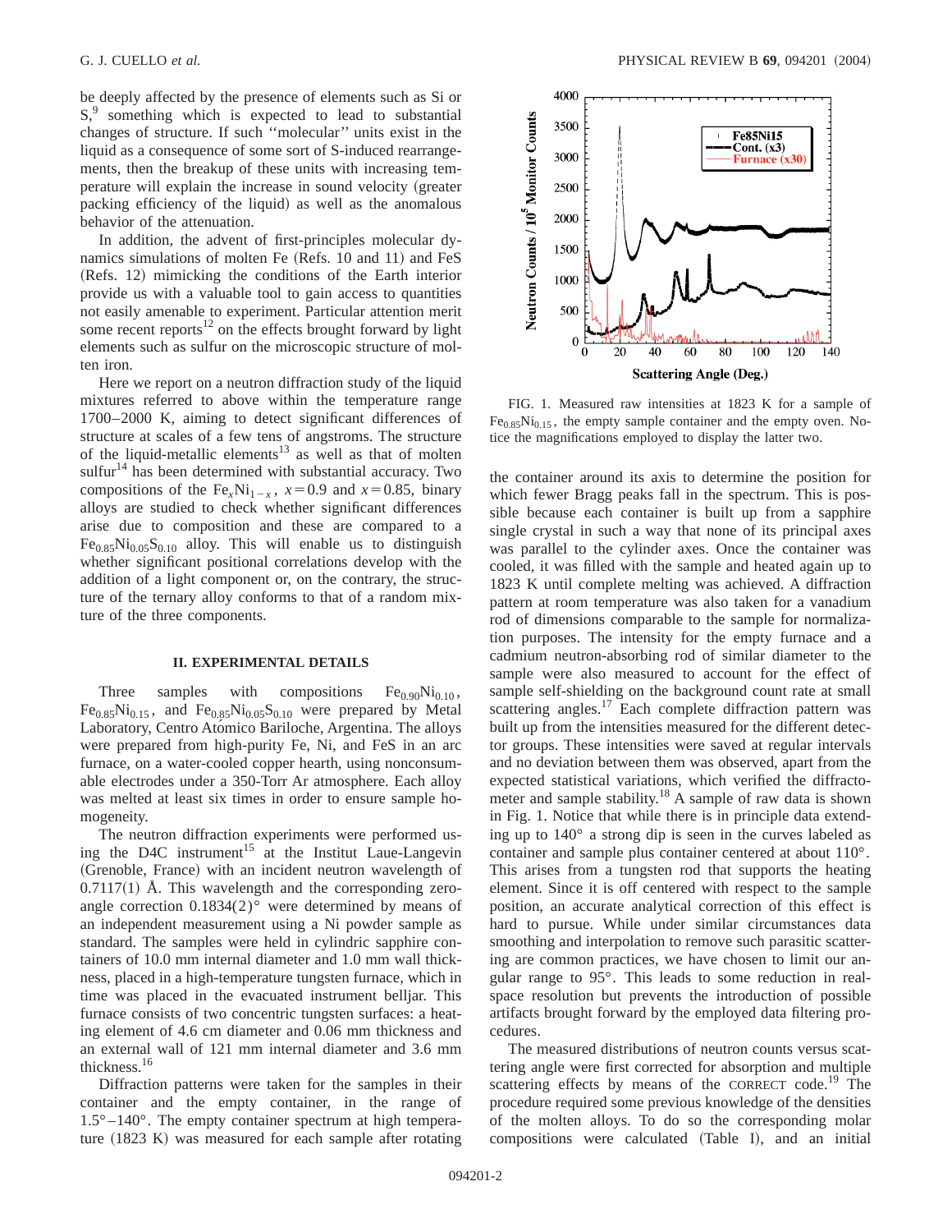be deeply affected by the presence of elements such as Si or S,[9] something which is expected to lead to substantial changes of structure. If such "molecular" units exist in the liquid as a consequence of some sort of S-induced rearrangements, then the breakup of these units with increasing temperature will explain the increase in sound velocity (greater packing efficiency of the liquid) as well as the anomalous behavior of the attenuation.

In addition, the advent of first-principles molecular dynamics simulations of molten Fe (Refs. 10 and 11) and FeS (Refs. 12) mimicking the conditions of the Earth interior provide us with a valuable tool to gain access to quantities not easily amenable to experiment. Particular attention merit some recent reports[12] on the effects brought forward by light elements such as sulfur on the microscopic structure of molten iron.

Here we report on a neutron diffraction study of the liquid mixtures referred to above within the temperature range 1700–2000 K, aiming to detect significant differences of structure at scales of a few tens of angstroms. The structure of the liquid-metallic elements[13] as well as that of molten sulfur[14] has been determined with substantial accuracy. Two compositions of the $Fe_xNi_{1-x}$, $x=0.9$ and $x=0.85$, binary alloys are studied to check whether significant differences arise due to composition and these are compared to a $Fe_{0.85}Ni_{0.05}S_{0.10}$ alloy. This will enable us to distinguish whether significant positional correlations develop with the addition of a light component or, on the contrary, the structure of the ternary alloy conforms to that of a random mixture of the three components.

## II. EXPERIMENTAL DETAILS

Three samples with compositions $Fe_{0.90}Ni_{0.10}$, $Fe_{0.85}Ni_{0.15}$, and $Fe_{0.85}Ni_{0.05}S_{0.10}$ were prepared by Metal Laboratory, Centro Atómico Bariloche, Argentina. The alloys were prepared from high-purity Fe, Ni, and FeS in an arc furnace, on a water-cooled copper hearth, using nonconsumable electrodes under a 350-Torr Ar atmosphere. Each alloy was melted at least six times in order to ensure sample homogeneity.

The neutron diffraction experiments were performed using the D4C instrument[15] at the Institut Laue-Langevin (Grenoble, France) with an incident neutron wavelength of 0.7117(1) Å. This wavelength and the corresponding zero-angle correction 0.1834(2)° were determined by means of an independent measurement using a Ni powder sample as standard. The samples were held in cylindric sapphire containers of 10.0 mm internal diameter and 1.0 mm wall thickness, placed in a high-temperature tungsten furnace, which in time was placed in the evacuated instrument belljar. This furnace consists of two concentric tungsten surfaces: a heating element of 4.6 cm diameter and 0.06 mm thickness and an external wall of 121 mm internal diameter and 3.6 mm thickness.[16]

Diffraction patterns were taken for the samples in their container and the empty container, in the range of 1.5°–140°. The empty container spectrum at high temperature (1823 K) was measured for each sample after rotating the container around its axis to determine the position for which fewer Bragg peaks fall in the spectrum. This is possible because each container is built up from a sapphire single crystal in such a way that none of its principal axes was parallel to the cylinder axes. Once the container was cooled, it was filled with the sample and heated again up to 1823 K until complete melting was achieved. A diffraction pattern at room temperature was also taken for a vanadium rod of dimensions comparable to the sample for normalization purposes. The intensity for the empty furnace and a cadmium neutron-absorbing rod of similar diameter to the sample were also measured to account for the effect of sample self-shielding on the background count rate at small scattering angles.[17] Each complete diffraction pattern was built up from the intensities measured for the different detector groups. These intensities were saved at regular intervals and no deviation between them was observed, apart from the expected statistical variations, which verified the diffractometer and sample stability.[18] A sample of raw data is shown in Fig. 1. Notice that while there is in principle data extending up to 140° a strong dip is seen in the curves labeled as container and sample plus container centered at about 110°. This arises from a tungsten rod that supports the heating element. Since it is off centered with respect to the sample position, an accurate analytical correction of this effect is hard to pursue. While under similar circumstances data smoothing and interpolation to remove such parasitic scattering are common practices, we have chosen to limit our angular range to 95°. This leads to some reduction in real-space resolution but prevents the introduction of possible artifacts brought forward by the employed data filtering procedures.

FIG. 1. Measured raw intensities at 1823 K for a sample of $Fe_{0.85}Ni_{0.15}$, the empty sample container and the empty oven. Notice the magnifications employed to display the latter two.

The measured distributions of neutron counts versus scattering angle were first corrected for absorption and multiple scattering effects by means of the CORRECT code.[19] The procedure required some previous knowledge of the densities of the molten alloys. To do so the corresponding molar compositions were calculated (Table I), and an initial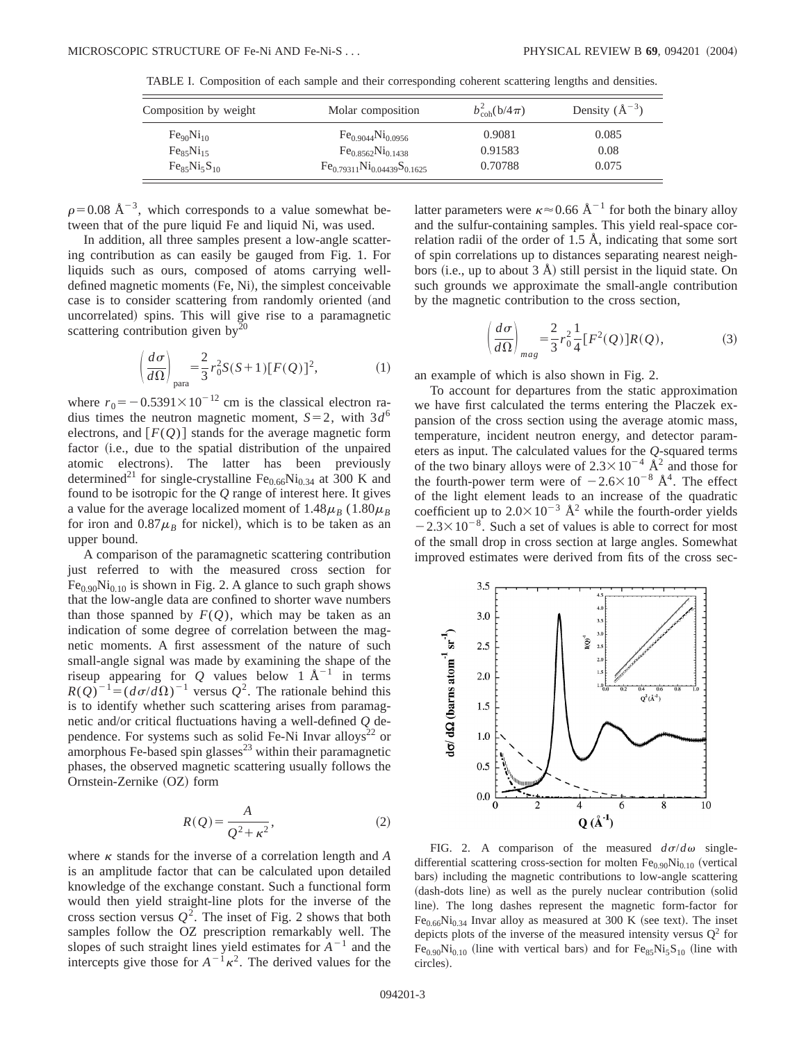TABLE I. Composition of each sample and their corresponding coherent scattering lengths and densities.

| Composition by weight | Molar composition | $b^2_{\rm coh}$(b/4$\pi$) | Density (Å$^{-3}$) |
|---|---|---|---|
| $Fe_{90}Ni_{10}$ | $Fe_{0.9044}Ni_{0.0956}$ | 0.9081 | 0.085 |
| $Fe_{85}Ni_{15}$ | $Fe_{0.8562}Ni_{0.1438}$ | 0.91583 | 0.08 |
| $Fe_{85}Ni_{5}S_{10}$ | $Fe_{0.79311}Ni_{0.04439}S_{0.1625}$ | 0.70788 | 0.075 |

$\rho = 0.08$ Å$^{-3}$, which corresponds to a value somewhat between that of the pure liquid Fe and liquid Ni, was used.

In addition, all three samples present a low-angle scattering contribution as can easily be gauged from Fig. 1. For liquids such as ours, composed of atoms carrying well-defined magnetic moments (Fe, Ni), the simplest conceivable case is to consider scattering from randomly oriented (and uncorrelated) spins. This will give rise to a paramagnetic scattering contribution given by[20]

$$\left(\frac{d\sigma}{d\Omega}\right)_{\rm para} = \frac{2}{3} r_0^2 S(S+1)[F(Q)]^2, \tag{1}$$

where $r_0 = -0.5391 \times 10^{-12}$ cm is the classical electron radius times the neutron magnetic moment, $S=2$, with $3d^6$ electrons, and $[F(Q)]$ stands for the average magnetic form factor (i.e., due to the spatial distribution of the unpaired atomic electrons). The latter has been previously determined[21] for single-crystalline $Fe_{0.66}Ni_{0.34}$ at 300 K and found to be isotropic for the $Q$ range of interest here. It gives a value for the average localized moment of $1.48\mu_B$ ($1.80\mu_B$ for iron and $0.87\mu_B$ for nickel), which is to be taken as an upper bound.

A comparison of the paramagnetic scattering contribution just referred to with the measured cross section for $Fe_{0.90}Ni_{0.10}$ is shown in Fig. 2. A glance to such graph shows that the low-angle data are confined to shorter wave numbers than those spanned by $F(Q)$, which may be taken as an indication of some degree of correlation between the magnetic moments. A first assessment of the nature of such small-angle signal was made by examining the shape of the riseup appearing for $Q$ values below 1 Å$^{-1}$ in terms $R(Q)^{-1} = (d\sigma/d\Omega)^{-1}$ versus $Q^2$. The rationale behind this is to identify whether such scattering arises from paramagnetic and/or critical fluctuations having a well-defined $Q$ dependence. For systems such as solid Fe-Ni Invar alloys[22] or amorphous Fe-based spin glasses[23] within their paramagnetic phases, the observed magnetic scattering usually follows the Ornstein-Zernike (OZ) form

$$R(Q) = \frac{A}{Q^2 + \kappa^2}, \tag{2}$$

where $\kappa$ stands for the inverse of a correlation length and $A$ is an amplitude factor that can be calculated upon detailed knowledge of the exchange constant. Such a functional form would then yield straight-line plots for the inverse of the cross section versus $Q^2$. The inset of Fig. 2 shows that both samples follow the OZ prescription remarkably well. The slopes of such straight lines yield estimates for $A^{-1}$ and the intercepts give those for $A^{-1}\kappa^2$. The derived values for the latter parameters were $\kappa \approx 0.66$ Å$^{-1}$ for both the binary alloy and the sulfur-containing samples. This yield real-space correlation radii of the order of 1.5 Å, indicating that some sort of spin correlations up to distances separating nearest neighbors (i.e., up to about 3 Å) still persist in the liquid state. On such grounds we approximate the small-angle contribution by the magnetic contribution to the cross section,

$$\left(\frac{d\sigma}{d\Omega}\right)_{mag} = \frac{2}{3} r_0^2 \frac{1}{4}[F^2(Q)]R(Q), \tag{3}$$

an example of which is also shown in Fig. 2.

To account for departures from the static approximation we have first calculated the terms entering the Placzek expansion of the cross section using the average atomic mass, temperature, incident neutron energy, and detector parameters as input. The calculated values for the $Q$-squared terms of the two binary alloys were of $2.3 \times 10^{-4}$ Å$^2$ and those for the fourth-power term were of $-2.6 \times 10^{-8}$ Å$^4$. The effect of the light element leads to an increase of the quadratic coefficient up to $2.0 \times 10^{-3}$ Å$^2$ while the fourth-order yields $-2.3 \times 10^{-8}$. Such a set of values is able to correct for most of the small drop in cross section at large angles. Somewhat improved estimates were derived from fits of the cross sec-

FIG. 2. A comparison of the measured $d\sigma/d\omega$ single-differential scattering cross-section for molten $Fe_{0.90}Ni_{0.10}$ (vertical bars) including the magnetic contributions to low-angle scattering (dash-dots line) as well as the purely nuclear contribution (solid line). The long dashes represent the magnetic form-factor for $Fe_{0.66}Ni_{0.34}$ Invar alloy as measured at 300 K (see text). The inset depicts plots of the inverse of the measured intensity versus $Q^2$ for $Fe_{0.90}Ni_{0.10}$ (line with vertical bars) and for $Fe_{85}Ni_{5}S_{10}$ (line with circles).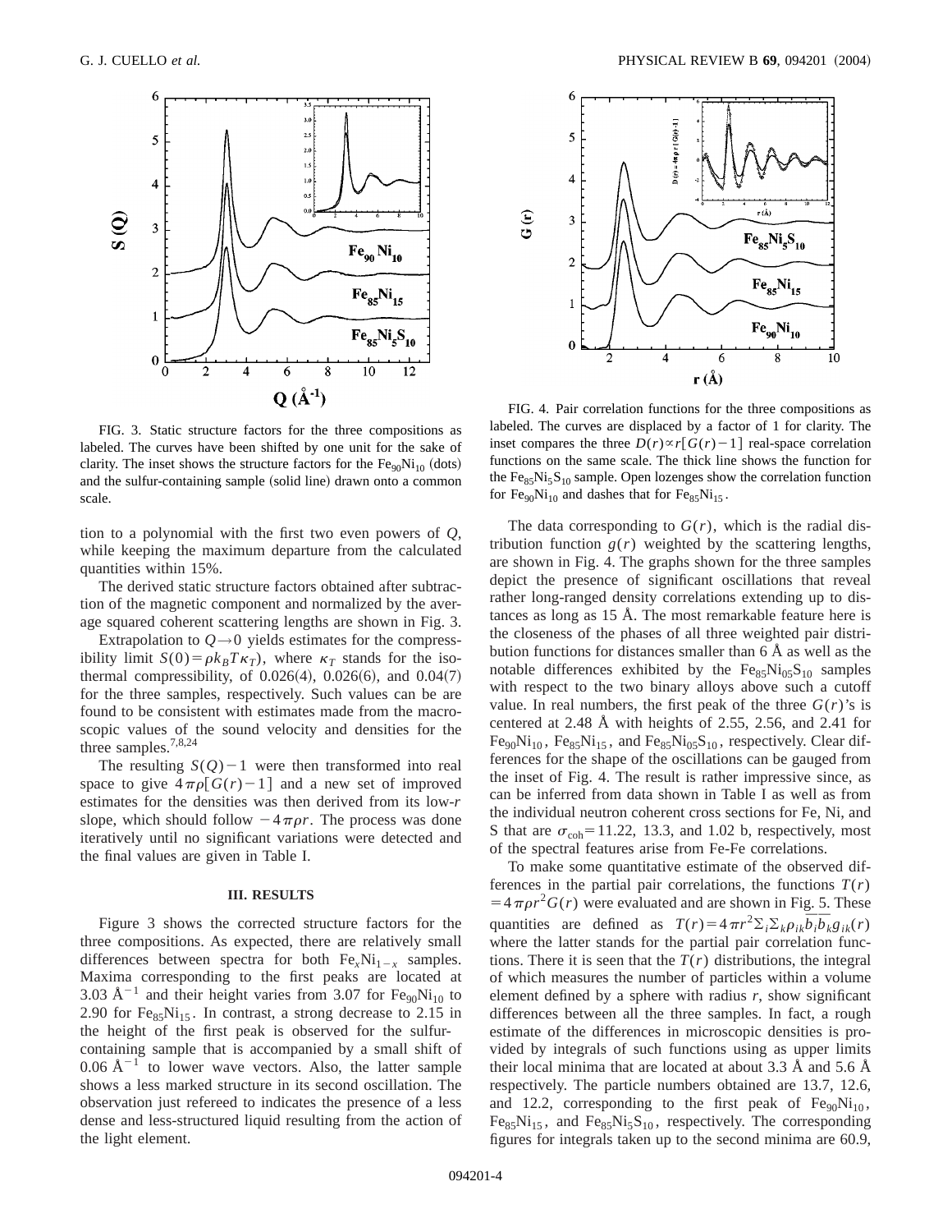FIG. 3. Static structure factors for the three compositions as labeled. The curves have been shifted by one unit for the sake of clarity. The inset shows the structure factors for the $Fe_{90}Ni_{10}$ (dots) and the sulfur-containing sample (solid line) drawn onto a common scale.

FIG. 4. Pair correlation functions for the three compositions as labeled. The curves are displaced by a factor of 1 for clarity. The inset compares the three $D(r) \propto r[G(r)-1]$ real-space correlation functions on the same scale. The thick line shows the function for the $Fe_{85}Ni_5S_{10}$ sample. Open lozenges show the correlation function for $Fe_{90}Ni_{10}$ and dashes that for $Fe_{85}Ni_{15}$.

tion to a polynomial with the first two even powers of $Q$, while keeping the maximum departure from the calculated quantities within 15%.

The derived static structure factors obtained after subtraction of the magnetic component and normalized by the average squared coherent scattering lengths are shown in Fig. 3.

Extrapolation to $Q \to 0$ yields estimates for the compressibility limit $S(0)=\rho k_B T \kappa_T)$, where $\kappa_T$ stands for the isothermal compressibility, of 0.026(4), 0.026(6), and 0.04(7) for the three samples, respectively. Such values can be are found to be consistent with estimates made from the macroscopic values of the sound velocity and densities for the three samples.[7,8,24]

The resulting $S(Q)-1$ were then transformed into real space to give $4\pi\rho[G(r)-1]$ and a new set of improved estimates for the densities was then derived from its low-$r$ slope, which should follow $-4\pi\rho r$. The process was done iteratively until no significant variations were detected and the final values are given in Table I.

### III. RESULTS

Figure 3 shows the corrected structure factors for the three compositions. As expected, there are relatively small differences between spectra for both $Fe_xNi_{1-x}$ samples. Maxima corresponding to the first peaks are located at 3.03 Å$^{-1}$ and their height varies from 3.07 for $Fe_{90}Ni_{10}$ to 2.90 for $Fe_{85}Ni_{15}$. In contrast, a strong decrease to 2.15 in the height of the first peak is observed for the sulfur-containing sample that is accompanied by a small shift of 0.06 Å$^{-1}$ to lower wave vectors. Also, the latter sample shows a less marked structure in its second oscillation. The observation just refereed to indicates the presence of a less dense and less-structured liquid resulting from the action of the light element.

The data corresponding to $G(r)$, which is the radial distribution function $g(r)$ weighted by the scattering lengths, are shown in Fig. 4. The graphs shown for the three samples depict the presence of significant oscillations that reveal rather long-ranged density correlations extending up to distances as long as 15 Å. The most remarkable feature here is the closeness of the phases of all three weighted pair distribution functions for distances smaller than 6 Å as well as the notable differences exhibited by the $Fe_{85}Ni_{05}S_{10}$ samples with respect to the two binary alloys above such a cutoff value. In real numbers, the first peak of the three $G(r)$'s is centered at 2.48 Å with heights of 2.55, 2.56, and 2.41 for $Fe_{90}Ni_{10}$, $Fe_{85}Ni_{15}$, and $Fe_{85}Ni_{05}S_{10}$, respectively. Clear differences for the shape of the oscillations can be gauged from the inset of Fig. 4. The result is rather impressive since, as can be inferred from data shown in Table I as well as from the individual neutron coherent cross sections for Fe, Ni, and S that are $\sigma_{coh}=11.22$, 13.3, and 1.02 b, respectively, most of the spectral features arise from Fe-Fe correlations.

To make some quantitative estimate of the observed differences in the partial pair correlations, the functions $T(r) = 4\pi\rho r^2 G(r)$ were evaluated and are shown in Fig. 5. These quantities are defined as $T(r)=4\pi r^2 \Sigma_i \Sigma_k \rho_{ik} \overline{b_i b_k} g_{ik}(r)$ where the latter stands for the partial pair correlation functions. There it is seen that the $T(r)$ distributions, the integral of which measures the number of particles within a volume element defined by a sphere with radius $r$, show significant differences between all the three samples. In fact, a rough estimate of the differences in microscopic densities is provided by integrals of such functions using as upper limits their local minima that are located at about 3.3 Å and 5.6 Å respectively. The particle numbers obtained are 13.7, 12.6, and 12.2, corresponding to the first peak of $Fe_{90}Ni_{10}$, $Fe_{85}Ni_{15}$, and $Fe_{85}Ni_5S_{10}$, respectively. The corresponding figures for integrals taken up to the second minima are 60.9,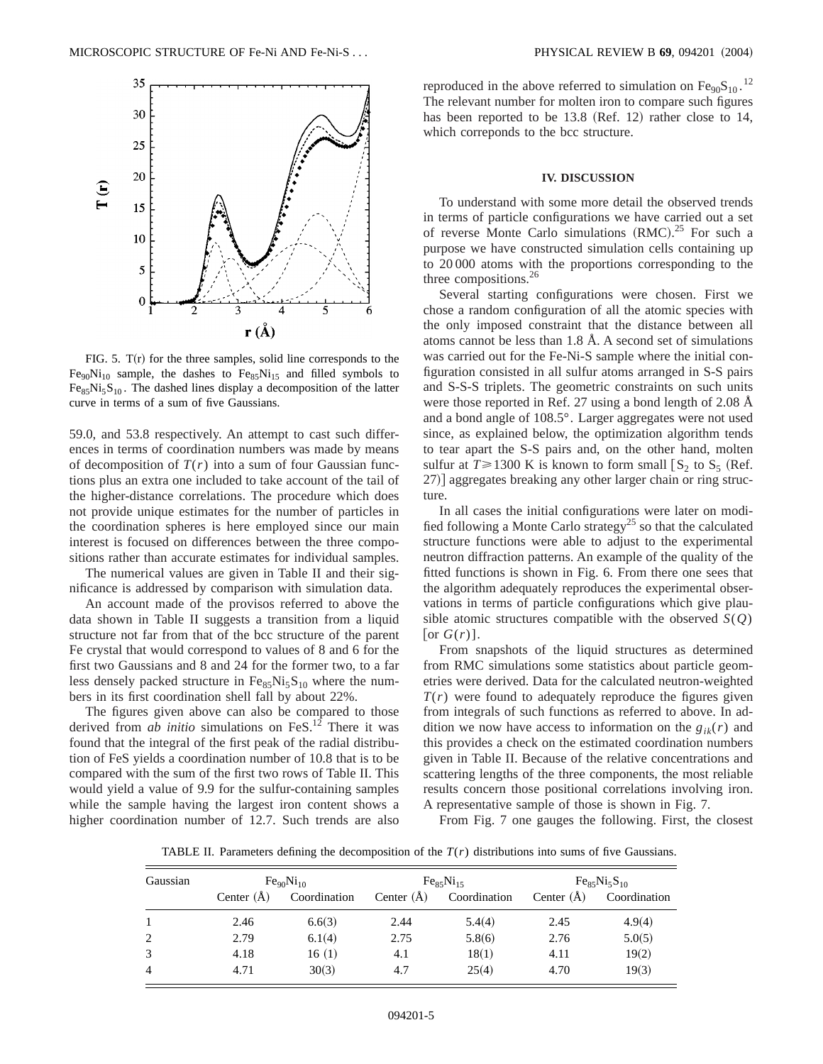FIG. 5. T(r) for the three samples, solid line corresponds to the $Fe_{90}Ni_{10}$ sample, the dashes to $Fe_{85}Ni_{15}$ and filled symbols to $Fe_{85}Ni_5S_{10}$. The dashed lines display a decomposition of the latter curve in terms of a sum of five Gaussians.

59.0, and 53.8 respectively. An attempt to cast such differences in terms of coordination numbers was made by means of decomposition of $T(r)$ into a sum of four Gaussian functions plus an extra one included to take account of the tail of the higher-distance correlations. The procedure which does not provide unique estimates for the number of particles in the coordination spheres is here employed since our main interest is focused on differences between the three compositions rather than accurate estimates for individual samples.

The numerical values are given in Table II and their significance is addressed by comparison with simulation data.

An account made of the provisos referred to above the data shown in Table II suggests a transition from a liquid structure not far from that of the bcc structure of the parent Fe crystal that would correspond to values of 8 and 6 for the first two Gaussians and 8 and 24 for the former two, to a far less densely packed structure in $Fe_{85}Ni_5S_{10}$ where the numbers in its first coordination shell fall by about 22%.

The figures given above can also be compared to those derived from *ab initio* simulations on FeS.[12] There it was found that the integral of the first peak of the radial distribution of FeS yields a coordination number of 10.8 that is to be compared with the sum of the first two rows of Table II. This would yield a value of 9.9 for the sulfur-containing samples while the sample having the largest iron content shows a higher coordination number of 12.7. Such trends are also reproduced in the above referred to simulation on $Fe_{90}S_{10}$.[12] The relevant number for molten iron to compare such figures has been reported to be 13.8 (Ref. 12) rather close to 14, which correponds to the bcc structure.

## IV. DISCUSSION

To understand with some more detail the observed trends in terms of particle configurations we have carried out a set of reverse Monte Carlo simulations (RMC).[25] For such a purpose we have constructed simulation cells containing up to 20 000 atoms with the proportions corresponding to the three compositions.[26]

Several starting configurations were chosen. First we chose a random configuration of all the atomic species with the only imposed constraint that the distance between all atoms cannot be less than 1.8 Å. A second set of simulations was carried out for the Fe-Ni-S sample where the initial configuration consisted in all sulfur atoms arranged in S-S pairs and S-S-S triplets. The geometric constraints on such units were those reported in Ref. 27 using a bond length of 2.08 Å and a bond angle of 108.5°. Larger aggregates were not used since, as explained below, the optimization algorithm tends to tear apart the S-S pairs and, on the other hand, molten sulfur at $T \geq 1300$ K is known to form small [$S_2$ to $S_5$ (Ref. 27)] aggregates breaking any other larger chain or ring structure.

In all cases the initial configurations were later on modified following a Monte Carlo strategy[25] so that the calculated structure functions were able to adjust to the experimental neutron diffraction patterns. An example of the quality of the fitted functions is shown in Fig. 6. From there one sees that the algorithm adequately reproduces the experimental observations in terms of particle configurations which give plausible atomic structures compatible with the observed $S(Q)$ [or $G(r)$].

From snapshots of the liquid structures as determined from RMC simulations some statistics about particle geometries were derived. Data for the calculated neutron-weighted $T(r)$ were found to adequately reproduce the figures given from integrals of such functions as referred to above. In addition we now have access to information on the $g_{ik}(r)$ and this provides a check on the estimated coordination numbers given in Table II. Because of the relative concentrations and scattering lengths of the three components, the most reliable results concern those positional correlations involving iron. A representative sample of those is shown in Fig. 7.

From Fig. 7 one gauges the following. First, the closest

TABLE II. Parameters defining the decomposition of the $T(r)$ distributions into sums of five Gaussians.

| Gaussian | $Fe_{90}Ni_{10}$ | | $Fe_{85}Ni_{15}$ | | $Fe_{85}Ni_5S_{10}$ | |
|---|---|---|---|---|---|---|
| | Center (Å) | Coordination | Center (Å) | Coordination | Center (Å) | Coordination |
| 1 | 2.46 | 6.6(3) | 2.44 | 5.4(4) | 2.45 | 4.9(4) |
| 2 | 2.79 | 6.1(4) | 2.75 | 5.8(6) | 2.76 | 5.0(5) |
| 3 | 4.18 | 16 (1) | 4.1 | 18(1) | 4.11 | 19(2) |
| 4 | 4.71 | 30(3) | 4.7 | 25(4) | 4.70 | 19(3) |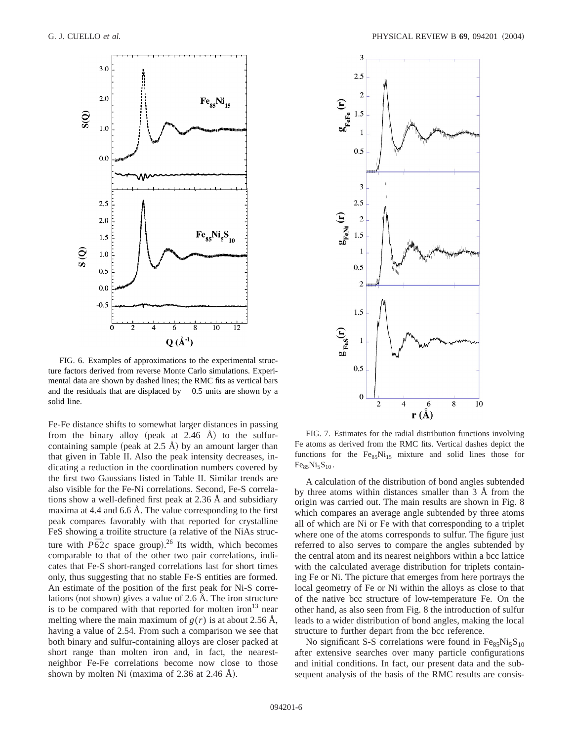FIG. 6. Examples of approximations to the experimental structure factors derived from reverse Monte Carlo simulations. Experimental data are shown by dashed lines; the RMC fits as vertical bars and the residuals that are displaced by $-0.5$ units are shown by a solid line.

Fe-Fe distance shifts to somewhat larger distances in passing from the binary alloy (peak at 2.46 Å) to the sulfur-containing sample (peak at 2.5 Å) by an amount larger than that given in Table II. Also the peak intensity decreases, indicating a reduction in the coordination numbers covered by the first two Gaussians listed in Table II. Similar trends are also visible for the Fe-Ni correlations. Second, Fe-S correlations show a well-defined first peak at 2.36 Å and subsidiary maxima at 4.4 and 6.6 Å. The value corresponding to the first peak compares favorably with that reported for crystalline FeS showing a troilite structure (a relative of the NiAs structure with $P\overline{6}2c$ space group).[26] Its width, which becomes comparable to that of the other two pair correlations, indicates that Fe-S short-ranged correlations last for short times only, thus suggesting that no stable Fe-S entities are formed. An estimate of the position of the first peak for Ni-S correlations (not shown) gives a value of 2.6 Å. The iron structure is to be compared with that reported for molten iron[13] near melting where the main maximum of $g(r)$ is at about 2.56 Å, having a value of 2.54. From such a comparison we see that both binary and sulfur-containing alloys are closer packed at short range than molten iron and, in fact, the nearest-neighbor Fe-Fe correlations become now close to those shown by molten Ni (maxima of 2.36 at 2.46 Å).

FIG. 7. Estimates for the radial distribution functions involving Fe atoms as derived from the RMC fits. Vertical dashes depict the functions for the $Fe_{85}Ni_{15}$ mixture and solid lines those for $Fe_{85}Ni_5S_{10}$.

A calculation of the distribution of bond angles subtended by three atoms within distances smaller than 3 Å from the origin was carried out. The main results are shown in Fig. 8 which compares an average angle subtended by three atoms all of which are Ni or Fe with that corresponding to a triplet where one of the atoms corresponds to sulfur. The figure just referred to also serves to compare the angles subtended by the central atom and its nearest neighbors within a bcc lattice with the calculated average distribution for triplets containing Fe or Ni. The picture that emerges from here portrays the local geometry of Fe or Ni within the alloys as close to that of the native bcc structure of low-temperature Fe. On the other hand, as also seen from Fig. 8 the introduction of sulfur leads to a wider distribution of bond angles, making the local structure to further depart from the bcc reference.

No significant S-S correlations were found in $Fe_{85}Ni_5S_{10}$ after extensive searches over many particle configurations and initial conditions. In fact, our present data and the subsequent analysis of the basis of the RMC results are consis-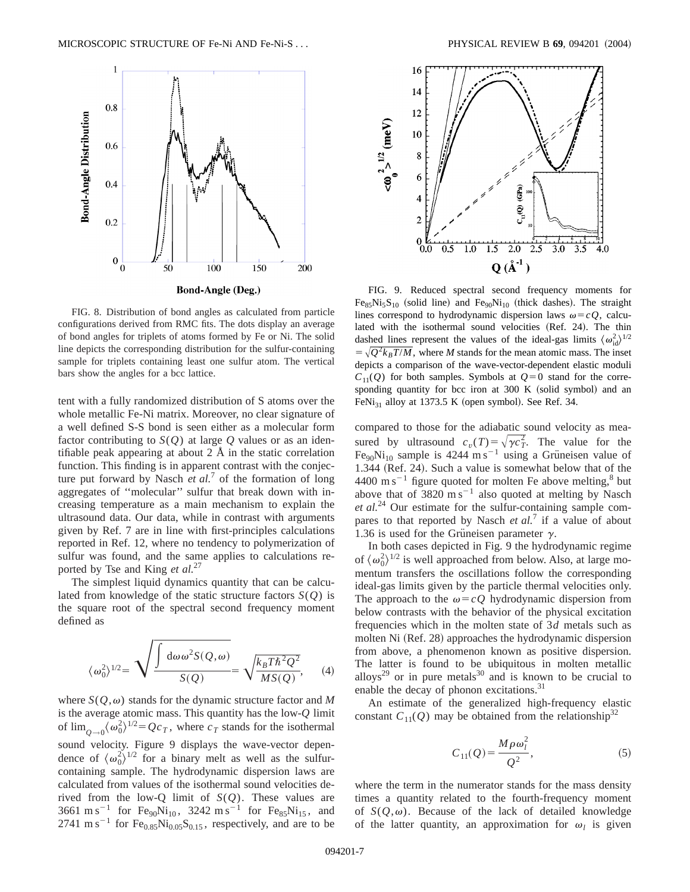FIG. 8. Distribution of bond angles as calculated from particle configurations derived from RMC fits. The dots display an average of bond angles for triplets of atoms formed by Fe or Ni. The solid line depicts the corresponding distribution for the sulfur-containing sample for triplets containing least one sulfur atom. The vertical bars show the angles for a bcc lattice.

FIG. 9. Reduced spectral second frequency moments for $Fe_{85}Ni_5S_{10}$ (solid line) and $Fe_{90}Ni_{10}$ (thick dashes). The straight lines correspond to hydrodynamic dispersion laws $\omega = cQ$, calculated with the isothermal sound velocities (Ref. 24). The thin dashed lines represent the values of the ideal-gas limits $\langle \omega_{id}^2 \rangle^{1/2} = \sqrt{Q^2 k_B T/M}$, where $M$ stands for the mean atomic mass. The inset depicts a comparison of the wave-vector-dependent elastic moduli $C_{11}(Q)$ for both samples. Symbols at $Q=0$ stand for the corresponding quantity for bcc iron at 300 K (solid symbol) and an $FeNi_{31}$ alloy at 1373.5 K (open symbol). See Ref. 34.

tent with a fully randomized distribution of S atoms over the whole metallic Fe-Ni matrix. Moreover, no clear signature of a well defined S-S bond is seen either as a molecular form factor contributing to $S(Q)$ at large $Q$ values or as an identifiable peak appearing at about 2 Å in the static correlation function. This finding is in apparent contrast with the conjecture put forward by Nasch *et al.*[7] of the formation of long aggregates of ''molecular'' sulfur that break down with increasing temperature as a main mechanism to explain the ultrasound data. Our data, while in contrast with arguments given by Ref. 7 are in line with first-principles calculations reported in Ref. 12, where no tendency to polymerization of sulfur was found, and the same applies to calculations reported by Tse and King *et al.*[27]

The simplest liquid dynamics quantity that can be calculated from knowledge of the static structure factors $S(Q)$ is the square root of the spectral second frequency moment defined as

$$\langle \omega_0^2 \rangle^{1/2} = \sqrt{\frac{\int d\omega\, \omega^2 S(Q,\omega)}{S(Q)}} = \sqrt{\frac{k_B T \hbar^2 Q^2}{M S(Q)}}, \qquad (4)$$

where $S(Q,\omega)$ stands for the dynamic structure factor and $M$ is the average atomic mass. This quantity has the low-$Q$ limit of $\lim_{Q\to 0} \langle \omega_0^2 \rangle^{1/2} = Q c_T$, where $c_T$ stands for the isothermal sound velocity. Figure 9 displays the wave-vector dependence of $\langle \omega_0^2 \rangle^{1/2}$ for a binary melt as well as the sulfur-containing sample. The hydrodynamic dispersion laws are calculated from values of the isothermal sound velocities derived from the low-Q limit of $S(Q)$. These values are $3661\ \mathrm{m\,s^{-1}}$ for $Fe_{90}Ni_{10}$, $3242\ \mathrm{m\,s^{-1}}$ for $Fe_{85}Ni_{15}$, and $2741\ \mathrm{m\,s^{-1}}$ for $Fe_{0.85}Ni_{0.05}S_{0.15}$, respectively, and are to be compared to those for the adiabatic sound velocity as measured by ultrasound $c_v(T) = \sqrt{\gamma c_T^2}$. The value for the $Fe_{90}Ni_{10}$ sample is $4244\ \mathrm{m\,s^{-1}}$ using a Grüneisen value of 1.344 (Ref. 24). Such a value is somewhat below that of the $4400\ \mathrm{m\,s^{-1}}$ figure quoted for molten Fe above melting,[8] but above that of $3820\ \mathrm{m\,s^{-1}}$ also quoted at melting by Nasch *et al.*[24] Our estimate for the sulfur-containing sample compares to that reported by Nasch *et al.*[7] if a value of about 1.36 is used for the Grüneisen parameter $\gamma$.

In both cases depicted in Fig. 9 the hydrodynamic regime of $\langle \omega_0^2 \rangle^{1/2}$ is well approached from below. Also, at large momentum transfers the oscillations follow the corresponding ideal-gas limits given by the particle thermal velocities only. The approach to the $\omega = cQ$ hydrodynamic dispersion from below contrasts with the behavior of the physical excitation frequencies which in the molten state of $3d$ metals such as molten Ni (Ref. 28) approaches the hydrodynamic dispersion from above, a phenomenon known as positive dispersion. The latter is found to be ubiquitous in molten metallic alloys[29] or in pure metals[30] and is known to be crucial to enable the decay of phonon excitations.[31]

An estimate of the generalized high-frequency elastic constant $C_{11}(Q)$ may be obtained from the relationship[32]

$$C_{11}(Q) = \frac{M \rho \omega_l^2}{Q^2}, \qquad (5)$$

where the term in the numerator stands for the mass density times a quantity related to the fourth-frequency moment of $S(Q,\omega)$. Because of the lack of detailed knowledge of the latter quantity, an approximation for $\omega_l$ is given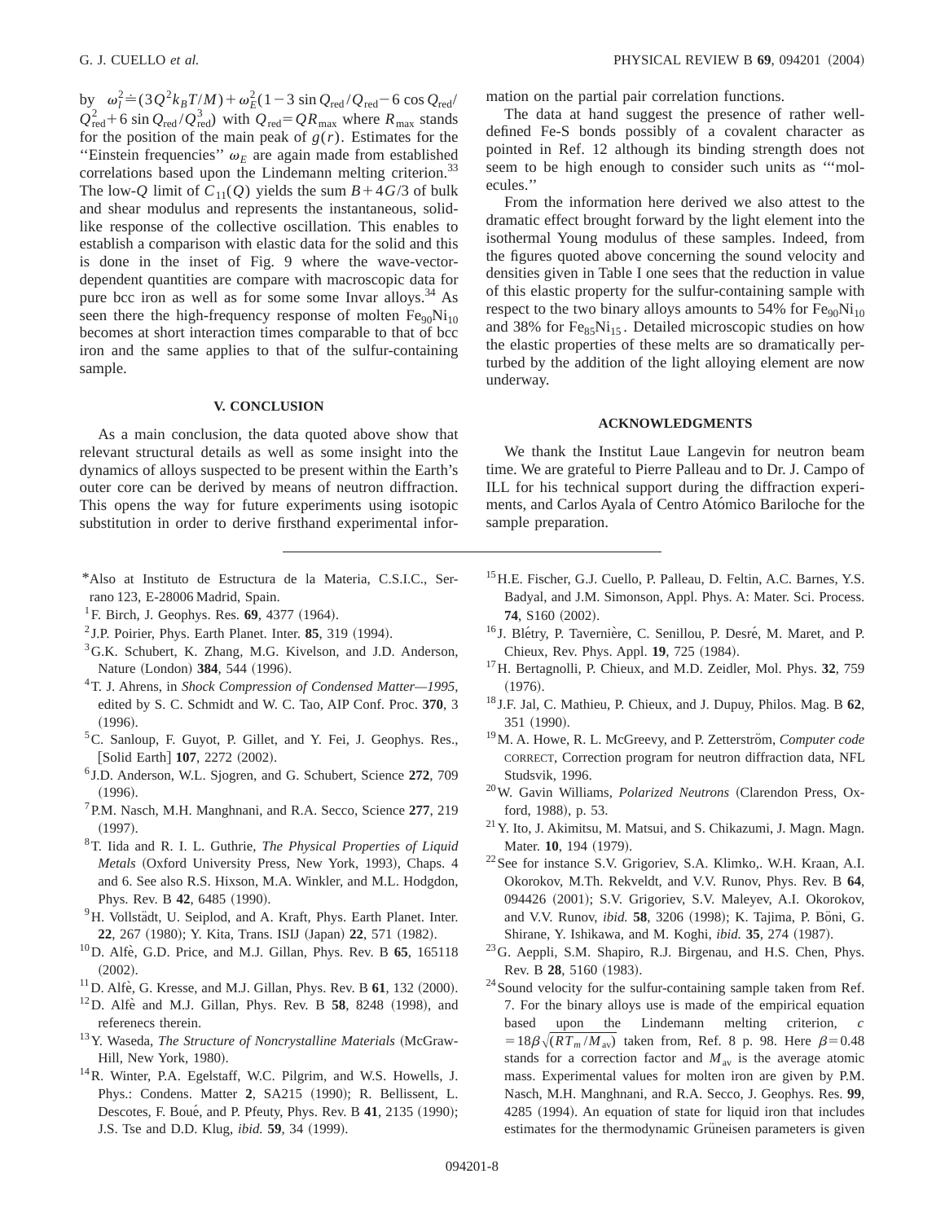by $\omega_l^2 \doteq (3Q^2 k_B T/M) + \omega_E^2(1 - 3\sin Q_{\rm red}/Q_{\rm red} - 6\cos Q_{\rm red}/Q_{\rm red}^2 + 6\sin Q_{\rm red}/Q_{\rm red}^3)$ with $Q_{\rm red} = QR_{\rm max}$ where $R_{\rm max}$ stands for the position of the main peak of $g(r)$. Estimates for the "Einstein frequencies" $\omega_E$ are again made from established correlations based upon the Lindemann melting criterion.[33] The low-$Q$ limit of $C_{11}(Q)$ yields the sum $B + 4G/3$ of bulk and shear modulus and represents the instantaneous, solid-like response of the collective oscillation. This enables to establish a comparison with elastic data for the solid and this is done in the inset of Fig. 9 where the wave-vector-dependent quantities are compare with macroscopic data for pure bcc iron as well as for some some Invar alloys.[34] As seen there the high-frequency response of molten $Fe_{90}Ni_{10}$ becomes at short interaction times comparable to that of bcc iron and the same applies to that of the sulfur-containing sample.

## V. CONCLUSION

As a main conclusion, the data quoted above show that relevant structural details as well as some insight into the dynamics of alloys suspected to be present within the Earth's outer core can be derived by means of neutron diffraction. This opens the way for future experiments using isotopic substitution in order to derive firsthand experimental information on the partial pair correlation functions.

The data at hand suggest the presence of rather well-defined Fe-S bonds possibly of a covalent character as pointed in Ref. 12 although its binding strength does not seem to be high enough to consider such units as '"molecules."

From the information here derived we also attest to the dramatic effect brought forward by the light element into the isothermal Young modulus of these samples. Indeed, from the figures quoted above concerning the sound velocity and densities given in Table I one sees that the reduction in value of this elastic property for the sulfur-containing sample with respect to the two binary alloys amounts to 54% for $Fe_{90}Ni_{10}$ and 38% for $Fe_{85}Ni_{15}$. Detailed microscopic studies on how the elastic properties of these melts are so dramatically perturbed by the addition of the light alloying element are now underway.

## ACKNOWLEDGMENTS

We thank the Institut Laue Langevin for neutron beam time. We are grateful to Pierre Palleau and to Dr. J. Campo of ILL for his technical support during the diffraction experiments, and Carlos Ayala of Centro Atómico Bariloche for the sample preparation.

---

*Also at Instituto de Estructura de la Materia, C.S.I.C., Serrano 123, E-28006 Madrid, Spain.

[1] F. Birch, J. Geophys. Res. **69**, 4377 (1964).

[2] J.P. Poirier, Phys. Earth Planet. Inter. **85**, 319 (1994).

[3] G.K. Schubert, K. Zhang, M.G. Kivelson, and J.D. Anderson, Nature (London) **384**, 544 (1996).

[4] T. J. Ahrens, in *Shock Compression of Condensed Matter—1995*, edited by S. C. Schmidt and W. C. Tao, AIP Conf. Proc. **370**, 3 (1996).

[5] C. Sanloup, F. Guyot, P. Gillet, and Y. Fei, J. Geophys. Res., [Solid Earth] **107**, 2272 (2002).

[6] J.D. Anderson, W.L. Sjogren, and G. Schubert, Science **272**, 709 (1996).

[7] P.M. Nasch, M.H. Manghnani, and R.A. Secco, Science **277**, 219 (1997).

[8] T. Iida and R. I. L. Guthrie, *The Physical Properties of Liquid Metals* (Oxford University Press, New York, 1993), Chaps. 4 and 6. See also R.S. Hixson, M.A. Winkler, and M.L. Hodgdon, Phys. Rev. B **42**, 6485 (1990).

[9] H. Vollstädt, U. Seiplod, and A. Kraft, Phys. Earth Planet. Inter. **22**, 267 (1980); Y. Kita, Trans. ISIJ (Japan) **22**, 571 (1982).

[10] D. Alfè, G.D. Price, and M.J. Gillan, Phys. Rev. B **65**, 165118 (2002).

[11] D. Alfè, G. Kresse, and M.J. Gillan, Phys. Rev. B **61**, 132 (2000).

[12] D. Alfè and M.J. Gillan, Phys. Rev. B **58**, 8248 (1998), and referenecs therein.

[13] Y. Waseda, *The Structure of Noncrystalline Materials* (McGraw-Hill, New York, 1980).

[14] R. Winter, P.A. Egelstaff, W.C. Pilgrim, and W.S. Howells, J. Phys.: Condens. Matter **2**, SA215 (1990); R. Bellissent, L. Descotes, F. Boué, and P. Pfeuty, Phys. Rev. B **41**, 2135 (1990); J.S. Tse and D.D. Klug, *ibid.* **59**, 34 (1999).

[15] H.E. Fischer, G.J. Cuello, P. Palleau, D. Feltin, A.C. Barnes, Y.S. Badyal, and J.M. Simonson, Appl. Phys. A: Mater. Sci. Process. **74**, S160 (2002).

[16] J. Blétry, P. Tavernière, C. Senillou, P. Desré, M. Maret, and P. Chieux, Rev. Phys. Appl. **19**, 725 (1984).

[17] H. Bertagnolli, P. Chieux, and M.D. Zeidler, Mol. Phys. **32**, 759 (1976).

[18] J.F. Jal, C. Mathieu, P. Chieux, and J. Dupuy, Philos. Mag. B **62**, 351 (1990).

[19] M. A. Howe, R. L. McGreevy, and P. Zetterström, *Computer code* CORRECT, Correction program for neutron diffraction data, NFL Studsvik, 1996.

[20] W. Gavin Williams, *Polarized Neutrons* (Clarendon Press, Oxford, 1988), p. 53.

[21] Y. Ito, J. Akimitsu, M. Matsui, and S. Chikazumi, J. Magn. Magn. Mater. **10**, 194 (1979).

[22] See for instance S.V. Grigoriev, S.A. Klimko,. W.H. Kraan, A.I. Okorokov, M.Th. Rekveldt, and V.V. Runov, Phys. Rev. B **64**, 094426 (2001); S.V. Grigoriev, S.V. Maleyev, A.I. Okorokov, and V.V. Runov, *ibid.* **58**, 3206 (1998); K. Tajima, P. Böni, G. Shirane, Y. Ishikawa, and M. Koghi, *ibid.* **35**, 274 (1987).

[23] G. Aeppli, S.M. Shapiro, R.J. Birgenau, and H.S. Chen, Phys. Rev. B **28**, 5160 (1983).

[24] Sound velocity for the sulfur-containing sample taken from Ref. 7. For the binary alloys use is made of the empirical equation based upon the Lindemann melting criterion, $c = 18\beta\sqrt{(RT_m/M_{\rm av})}$ taken from, Ref. 8 p. 98. Here $\beta = 0.48$ stands for a correction factor and $M_{\rm av}$ is the average atomic mass. Experimental values for molten iron are given by P.M. Nasch, M.H. Manghnani, and R.A. Secco, J. Geophys. Res. **99**, 4285 (1994). An equation of state for liquid iron that includes estimates for the thermodynamic Grüneisen parameters is given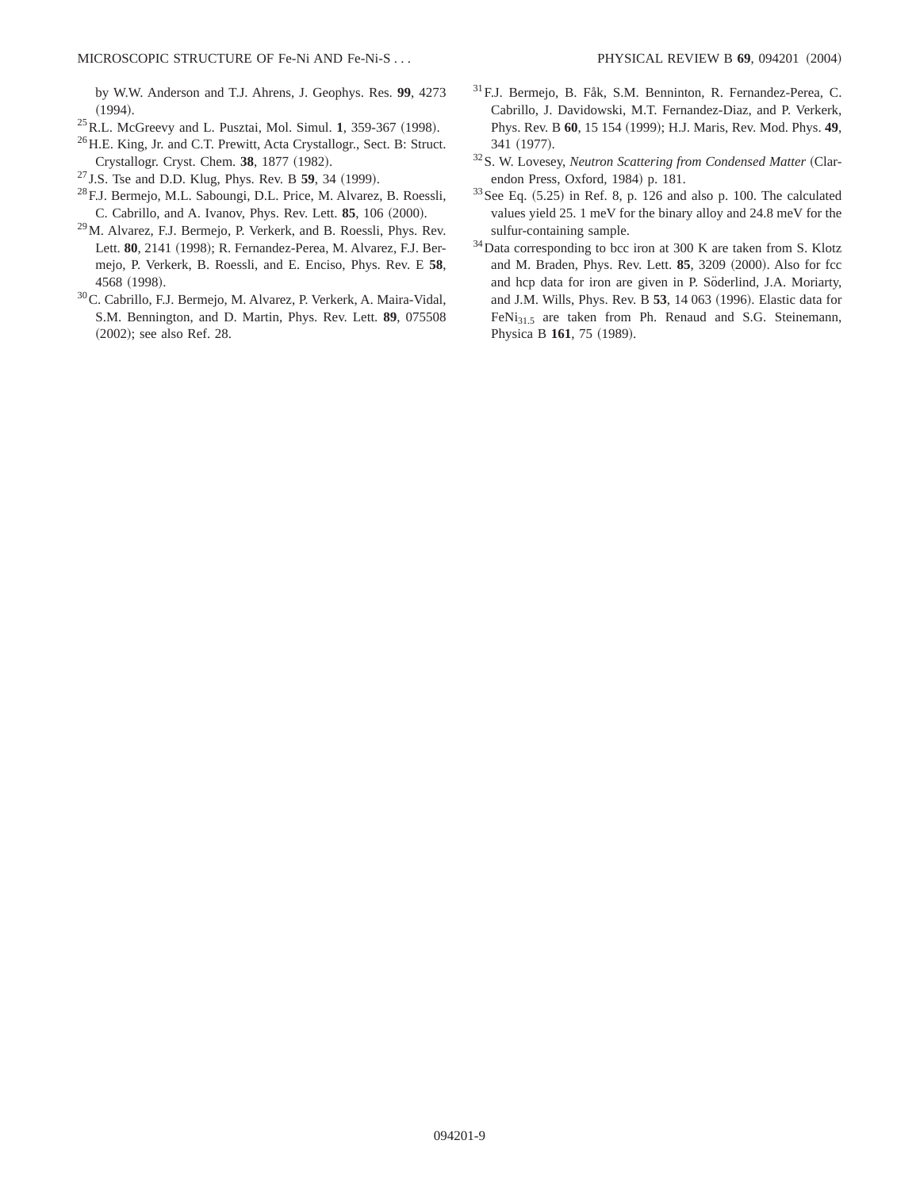by W.W. Anderson and T.J. Ahrens, J. Geophys. Res. **99**, 4273 (1994).

[25] R.L. McGreevy and L. Pusztai, Mol. Simul. **1**, 359-367 (1998).

[26] H.E. King, Jr. and C.T. Prewitt, Acta Crystallogr., Sect. B: Struct. Crystallogr. Cryst. Chem. **38**, 1877 (1982).

[27] J.S. Tse and D.D. Klug, Phys. Rev. B **59**, 34 (1999).

[28] F.J. Bermejo, M.L. Saboungi, D.L. Price, M. Alvarez, B. Roessli, C. Cabrillo, and A. Ivanov, Phys. Rev. Lett. **85**, 106 (2000).

[29] M. Alvarez, F.J. Bermejo, P. Verkerk, and B. Roessli, Phys. Rev. Lett. **80**, 2141 (1998); R. Fernandez-Perea, M. Alvarez, F.J. Bermejo, P. Verkerk, B. Roessli, and E. Enciso, Phys. Rev. E **58**, 4568 (1998).

[30] C. Cabrillo, F.J. Bermejo, M. Alvarez, P. Verkerk, A. Maira-Vidal, S.M. Bennington, and D. Martin, Phys. Rev. Lett. **89**, 075508 (2002); see also Ref. 28.

[31] F.J. Bermejo, B. Fåk, S.M. Benninton, R. Fernandez-Perea, C. Cabrillo, J. Davidowski, M.T. Fernandez-Diaz, and P. Verkerk, Phys. Rev. B **60**, 15 154 (1999); H.J. Maris, Rev. Mod. Phys. **49**, 341 (1977).

[32] S. W. Lovesey, *Neutron Scattering from Condensed Matter* (Clarendon Press, Oxford, 1984) p. 181.

[33] See Eq. (5.25) in Ref. 8, p. 126 and also p. 100. The calculated values yield 25. 1 meV for the binary alloy and 24.8 meV for the sulfur-containing sample.

[34] Data corresponding to bcc iron at 300 K are taken from S. Klotz and M. Braden, Phys. Rev. Lett. **85**, 3209 (2000). Also for fcc and hcp data for iron are given in P. Söderlind, J.A. Moriarty, and J.M. Wills, Phys. Rev. B **53**, 14 063 (1996). Elastic data for $FeNi_{31.5}$ are taken from Ph. Renaud and S.G. Steinemann, Physica B **161**, 75 (1989).